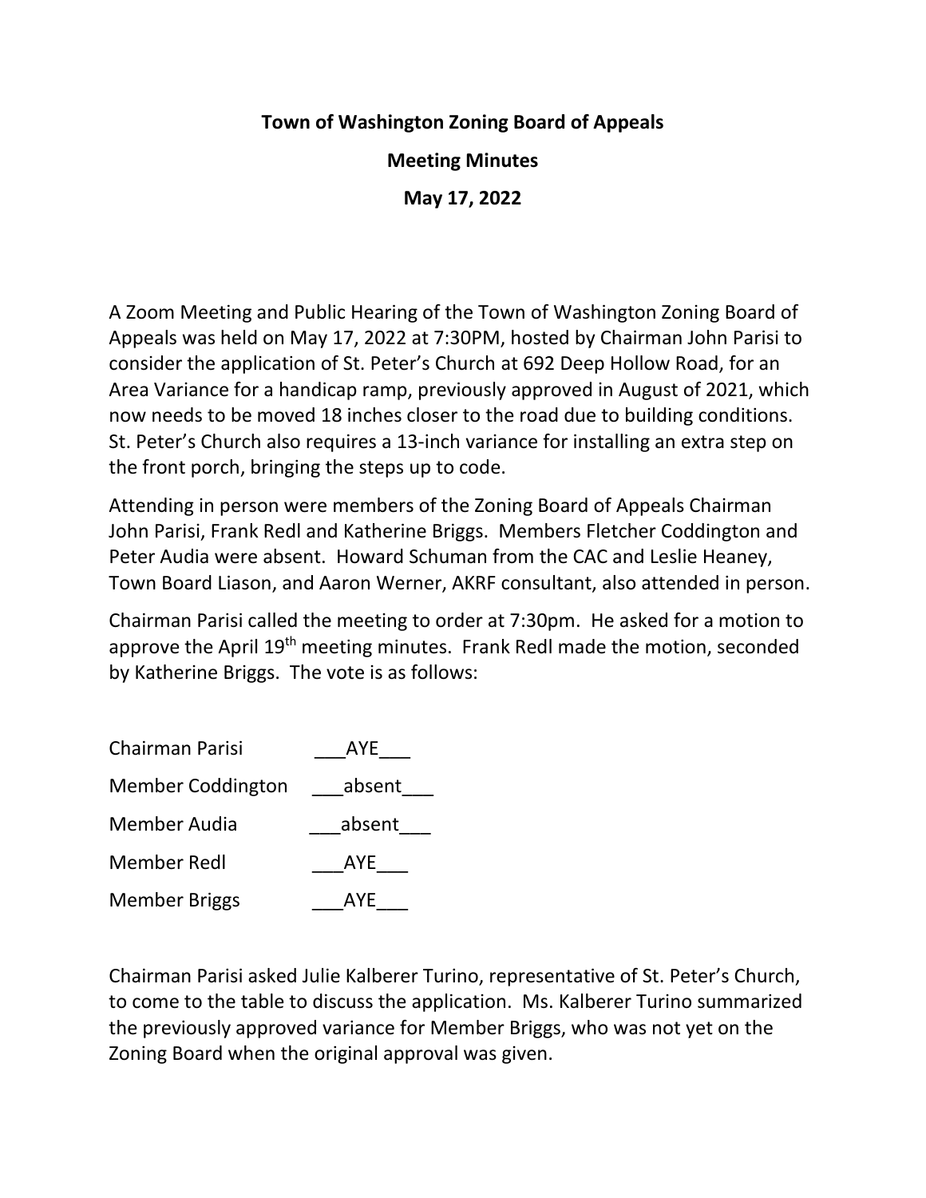# Town of Washington Zoning Board of Appeals

## Meeting Minutes

## May 17, 2022

A Zoom Meeting and Public Hearing of the Town of Washington Zoning Board of Appeals was held on May 17, 2022 at 7:30PM, hosted by Chairman John Parisi to consider the application of St. Peter's Church at 692 Deep Hollow Road, for an Area Variance for a handicap ramp, previously approved in August of 2021, which now needs to be moved 18 inches closer to the road due to building conditions. St. Peter's Church also requires a 13-inch variance for installing an extra step on the front porch, bringing the steps up to code.

Attending in person were members of the Zoning Board of Appeals Chairman John Parisi, Frank Redl and Katherine Briggs. Members Fletcher Coddington and Peter Audia were absent. Howard Schuman from the CAC and Leslie Heaney, Town Board Liason, and Aaron Werner, AKRF consultant, also attended in person.

Chairman Parisi called the meeting to order at 7:30pm. He asked for a motion to approve the April 19th meeting minutes. Frank Redl made the motion, seconded by Katherine Briggs. The vote is as follows:

| | |
|---|---|
| Chairman Parisi | ___AYE___ |
| Member Coddington | ___absent___ |
| Member Audia | ___absent___ |
| Member Redl | ___AYE___ |
| Member Briggs | ___AYE___ |

Chairman Parisi asked Julie Kalberer Turino, representative of St. Peter's Church, to come to the table to discuss the application. Ms. Kalberer Turino summarized the previously approved variance for Member Briggs, who was not yet on the Zoning Board when the original approval was given.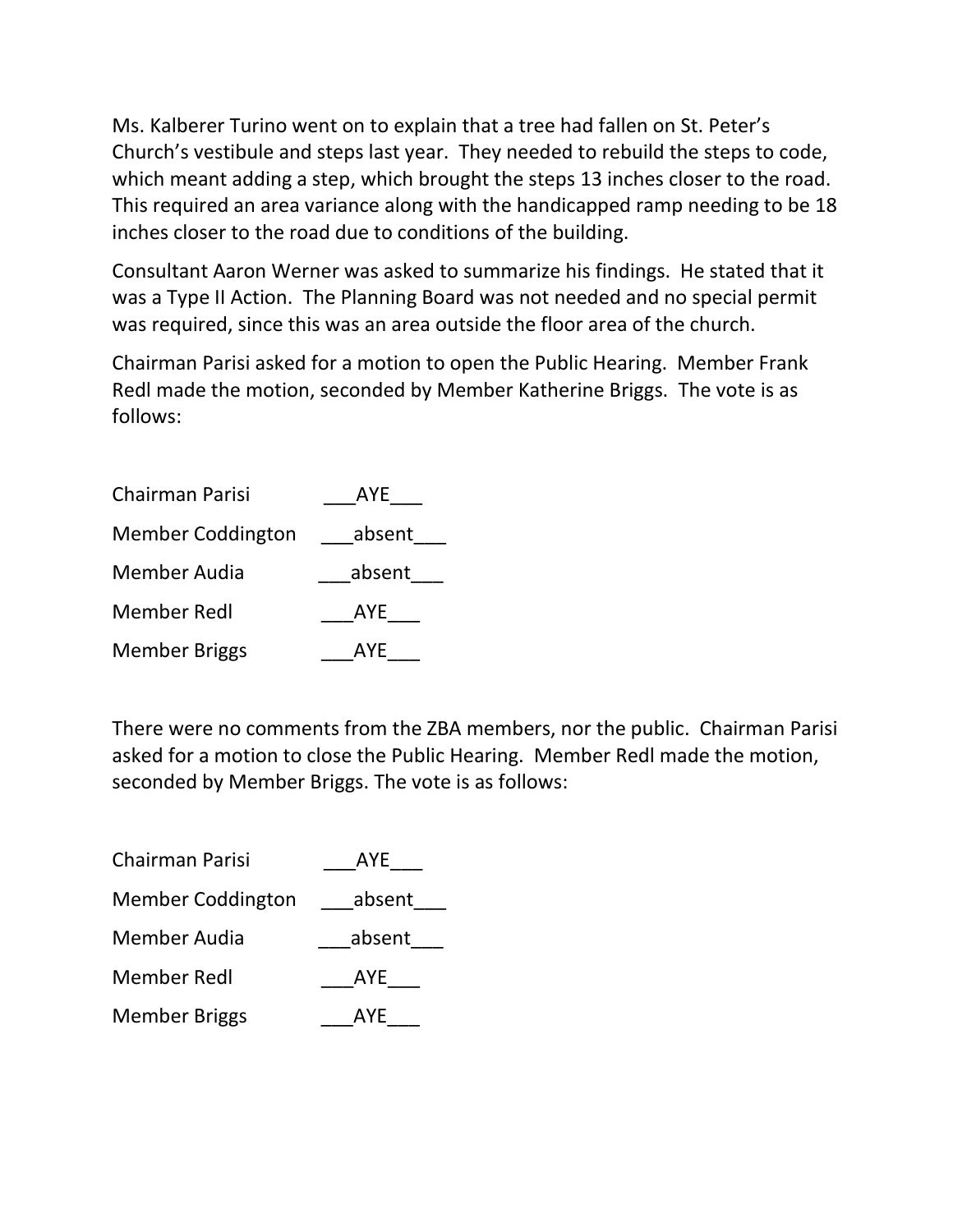Ms. Kalberer Turino went on to explain that a tree had fallen on St. Peter's Church's vestibule and steps last year. They needed to rebuild the steps to code, which meant adding a step, which brought the steps 13 inches closer to the road. This required an area variance along with the handicapped ramp needing to be 18 inches closer to the road due to conditions of the building.

Consultant Aaron Werner was asked to summarize his findings. He stated that it was a Type II Action. The Planning Board was not needed and no special permit was required, since this was an area outside the floor area of the church.

Chairman Parisi asked for a motion to open the Public Hearing. Member Frank Redl made the motion, seconded by Member Katherine Briggs. The vote is as follows:

Chairman Parisi ___AYE___

Member Coddington ___absent___

Member Audia ___absent___

Member Redl ___AYE___

Member Briggs ___AYE___

There were no comments from the ZBA members, nor the public. Chairman Parisi asked for a motion to close the Public Hearing. Member Redl made the motion, seconded by Member Briggs. The vote is as follows:

Chairman Parisi ___AYE___

Member Coddington ___absent___

Member Audia ___absent___

Member Redl ___AYE___

Member Briggs ___AYE___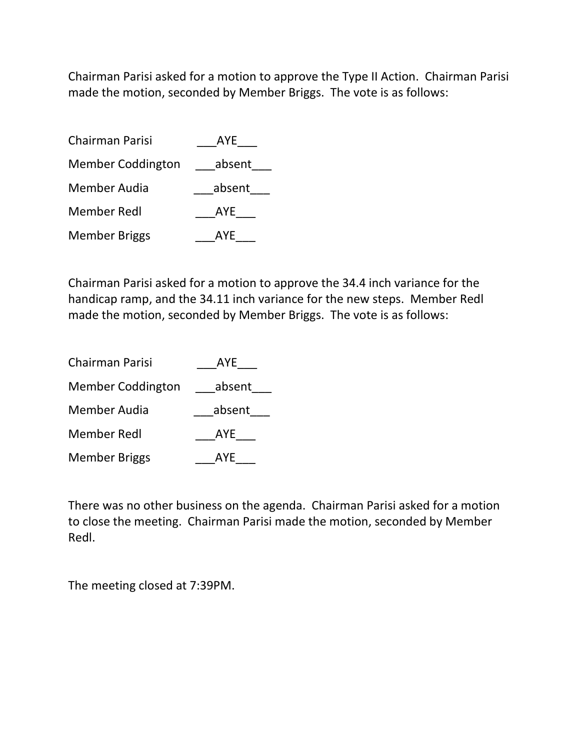Chairman Parisi asked for a motion to approve the Type II Action. Chairman Parisi made the motion, seconded by Member Briggs. The vote is as follows:

| | |
|---|---|
| Chairman Parisi | ___AYE___ |
| Member Coddington | ___absent___ |
| Member Audia | ___absent___ |
| Member Redl | ___AYE___ |
| Member Briggs | ___AYE___ |

Chairman Parisi asked for a motion to approve the 34.4 inch variance for the handicap ramp, and the 34.11 inch variance for the new steps. Member Redl made the motion, seconded by Member Briggs. The vote is as follows:

| | |
|---|---|
| Chairman Parisi | ___AYE___ |
| Member Coddington | ___absent___ |
| Member Audia | ___absent___ |
| Member Redl | ___AYE___ |
| Member Briggs | ___AYE___ |

There was no other business on the agenda. Chairman Parisi asked for a motion to close the meeting. Chairman Parisi made the motion, seconded by Member Redl.

The meeting closed at 7:39PM.